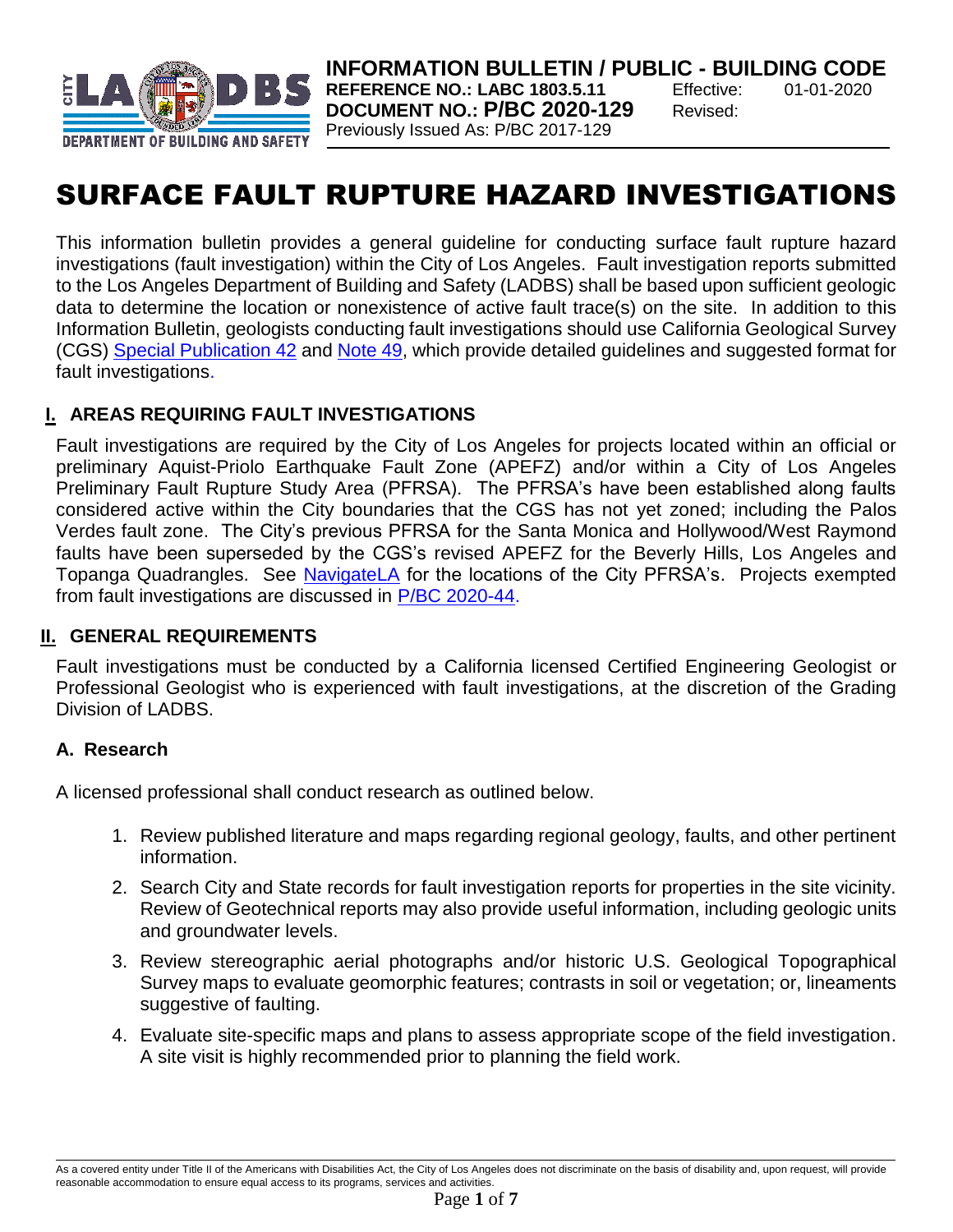**INFORMATION BULLETIN / PUBLIC - BUILDING CODE**
**REFERENCE NO.: LABC 1803.5.11** Effective: 01-01-2020
**DOCUMENT NO.: P/BC 2020-129** Revised:
Previously Issued As: P/BC 2017-129

# SURFACE FAULT RUPTURE HAZARD INVESTIGATIONS

This information bulletin provides a general guideline for conducting surface fault rupture hazard investigations (fault investigation) within the City of Los Angeles. Fault investigation reports submitted to the Los Angeles Department of Building and Safety (LADBS) shall be based upon sufficient geologic data to determine the location or nonexistence of active fault trace(s) on the site. In addition to this Information Bulletin, geologists conducting fault investigations should use California Geological Survey (CGS) Special Publication 42 and Note 49, which provide detailed guidelines and suggested format for fault investigations.

## I. AREAS REQUIRING FAULT INVESTIGATIONS

Fault investigations are required by the City of Los Angeles for projects located within an official or preliminary Aquist-Priolo Earthquake Fault Zone (APEFZ) and/or within a City of Los Angeles Preliminary Fault Rupture Study Area (PFRSA). The PFRSA's have been established along faults considered active within the City boundaries that the CGS has not yet zoned; including the Palos Verdes fault zone. The City's previous PFRSA for the Santa Monica and Hollywood/West Raymond faults have been superseded by the CGS's revised APEFZ for the Beverly Hills, Los Angeles and Topanga Quadrangles. See NavigateLA for the locations of the City PFRSA's. Projects exempted from fault investigations are discussed in P/BC 2020-44.

## II. GENERAL REQUIREMENTS

Fault investigations must be conducted by a California licensed Certified Engineering Geologist or Professional Geologist who is experienced with fault investigations, at the discretion of the Grading Division of LADBS.

### A. Research

A licensed professional shall conduct research as outlined below.

1. Review published literature and maps regarding regional geology, faults, and other pertinent information.
2. Search City and State records for fault investigation reports for properties in the site vicinity. Review of Geotechnical reports may also provide useful information, including geologic units and groundwater levels.
3. Review stereographic aerial photographs and/or historic U.S. Geological Topographical Survey maps to evaluate geomorphic features; contrasts in soil or vegetation; or, lineaments suggestive of faulting.
4. Evaluate site-specific maps and plans to assess appropriate scope of the field investigation. A site visit is highly recommended prior to planning the field work.

As a covered entity under Title II of the Americans with Disabilities Act, the City of Los Angeles does not discriminate on the basis of disability and, upon request, will provide reasonable accommodation to ensure equal access to its programs, services and activities.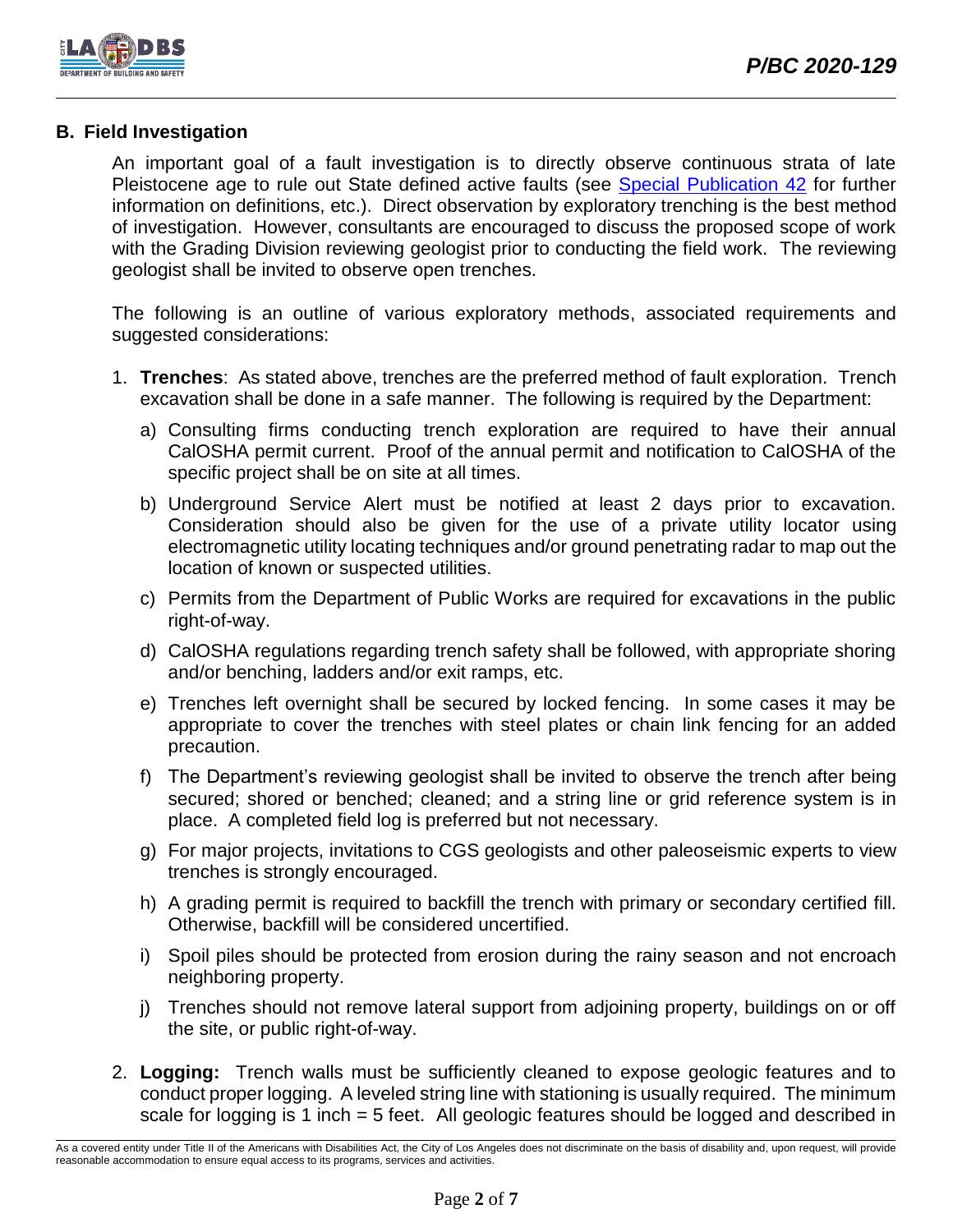## B. Field Investigation

An important goal of a fault investigation is to directly observe continuous strata of late Pleistocene age to rule out State defined active faults (see Special Publication 42 for further information on definitions, etc.). Direct observation by exploratory trenching is the best method of investigation. However, consultants are encouraged to discuss the proposed scope of work with the Grading Division reviewing geologist prior to conducting the field work. The reviewing geologist shall be invited to observe open trenches.

The following is an outline of various exploratory methods, associated requirements and suggested considerations:

1. **Trenches**: As stated above, trenches are the preferred method of fault exploration. Trench excavation shall be done in a safe manner. The following is required by the Department:
   - a) Consulting firms conducting trench exploration are required to have their annual CalOSHA permit current. Proof of the annual permit and notification to CalOSHA of the specific project shall be on site at all times.
   - b) Underground Service Alert must be notified at least 2 days prior to excavation. Consideration should also be given for the use of a private utility locator using electromagnetic utility locating techniques and/or ground penetrating radar to map out the location of known or suspected utilities.
   - c) Permits from the Department of Public Works are required for excavations in the public right-of-way.
   - d) CalOSHA regulations regarding trench safety shall be followed, with appropriate shoring and/or benching, ladders and/or exit ramps, etc.
   - e) Trenches left overnight shall be secured by locked fencing. In some cases it may be appropriate to cover the trenches with steel plates or chain link fencing for an added precaution.
   - f) The Department's reviewing geologist shall be invited to observe the trench after being secured; shored or benched; cleaned; and a string line or grid reference system is in place. A completed field log is preferred but not necessary.
   - g) For major projects, invitations to CGS geologists and other paleoseismic experts to view trenches is strongly encouraged.
   - h) A grading permit is required to backfill the trench with primary or secondary certified fill. Otherwise, backfill will be considered uncertified.
   - i) Spoil piles should be protected from erosion during the rainy season and not encroach neighboring property.
   - j) Trenches should not remove lateral support from adjoining property, buildings on or off the site, or public right-of-way.

2. **Logging:** Trench walls must be sufficiently cleaned to expose geologic features and to conduct proper logging. A leveled string line with stationing is usually required. The minimum scale for logging is 1 inch = 5 feet. All geologic features should be logged and described in

As a covered entity under Title II of the Americans with Disabilities Act, the City of Los Angeles does not discriminate on the basis of disability and, upon request, will provide reasonable accommodation to ensure equal access to its programs, services and activities.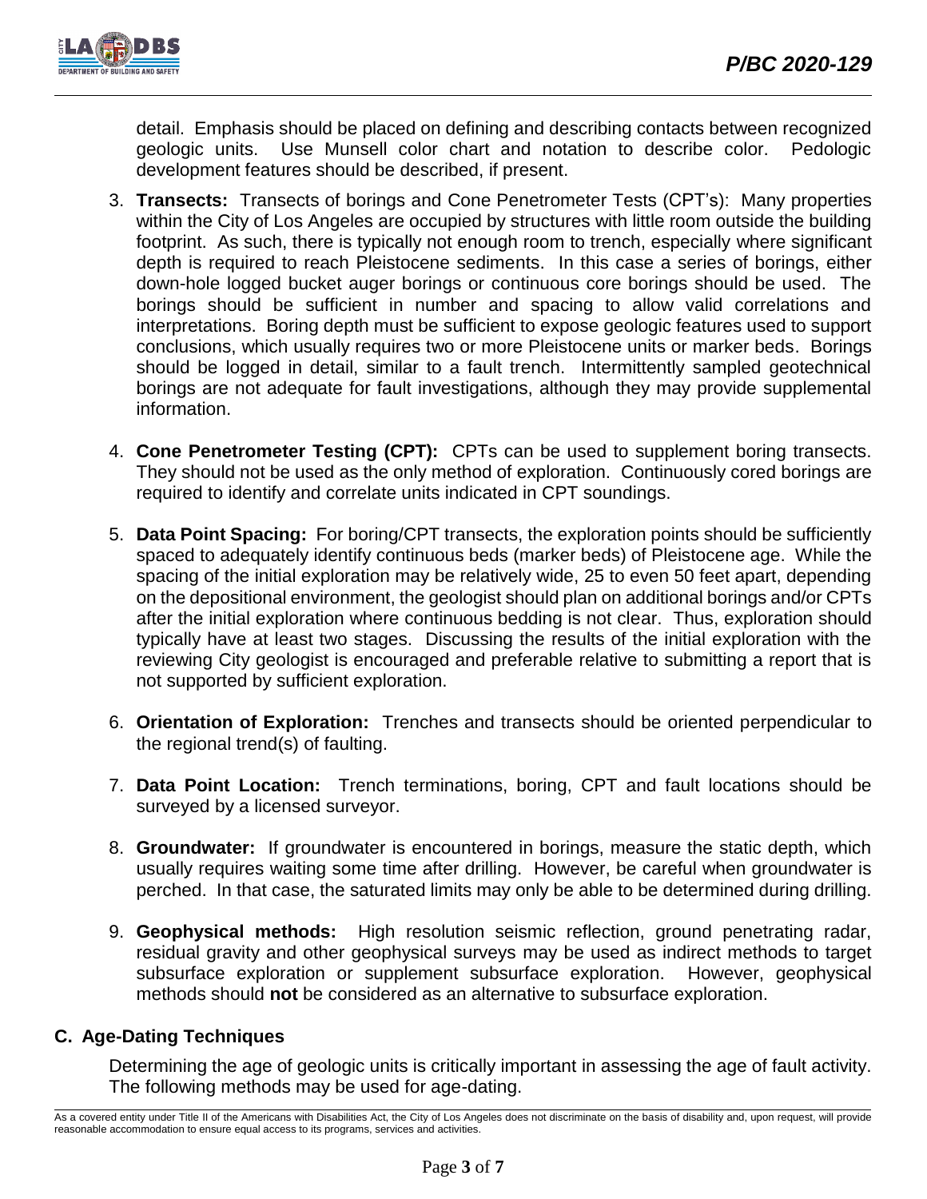detail. Emphasis should be placed on defining and describing contacts between recognized geologic units. Use Munsell color chart and notation to describe color. Pedologic development features should be described, if present.

3. **Transects:** Transects of borings and Cone Penetrometer Tests (CPT's): Many properties within the City of Los Angeles are occupied by structures with little room outside the building footprint. As such, there is typically not enough room to trench, especially where significant depth is required to reach Pleistocene sediments. In this case a series of borings, either down-hole logged bucket auger borings or continuous core borings should be used. The borings should be sufficient in number and spacing to allow valid correlations and interpretations. Boring depth must be sufficient to expose geologic features used to support conclusions, which usually requires two or more Pleistocene units or marker beds. Borings should be logged in detail, similar to a fault trench. Intermittently sampled geotechnical borings are not adequate for fault investigations, although they may provide supplemental information.

4. **Cone Penetrometer Testing (CPT):** CPTs can be used to supplement boring transects. They should not be used as the only method of exploration. Continuously cored borings are required to identify and correlate units indicated in CPT soundings.

5. **Data Point Spacing:** For boring/CPT transects, the exploration points should be sufficiently spaced to adequately identify continuous beds (marker beds) of Pleistocene age. While the spacing of the initial exploration may be relatively wide, 25 to even 50 feet apart, depending on the depositional environment, the geologist should plan on additional borings and/or CPTs after the initial exploration where continuous bedding is not clear. Thus, exploration should typically have at least two stages. Discussing the results of the initial exploration with the reviewing City geologist is encouraged and preferable relative to submitting a report that is not supported by sufficient exploration.

6. **Orientation of Exploration:** Trenches and transects should be oriented perpendicular to the regional trend(s) of faulting.

7. **Data Point Location:** Trench terminations, boring, CPT and fault locations should be surveyed by a licensed surveyor.

8. **Groundwater:** If groundwater is encountered in borings, measure the static depth, which usually requires waiting some time after drilling. However, be careful when groundwater is perched. In that case, the saturated limits may only be able to be determined during drilling.

9. **Geophysical methods:** High resolution seismic reflection, ground penetrating radar, residual gravity and other geophysical surveys may be used as indirect methods to target subsurface exploration or supplement subsurface exploration. However, geophysical methods should **not** be considered as an alternative to subsurface exploration.

## C. Age-Dating Techniques

Determining the age of geologic units is critically important in assessing the age of fault activity. The following methods may be used for age-dating.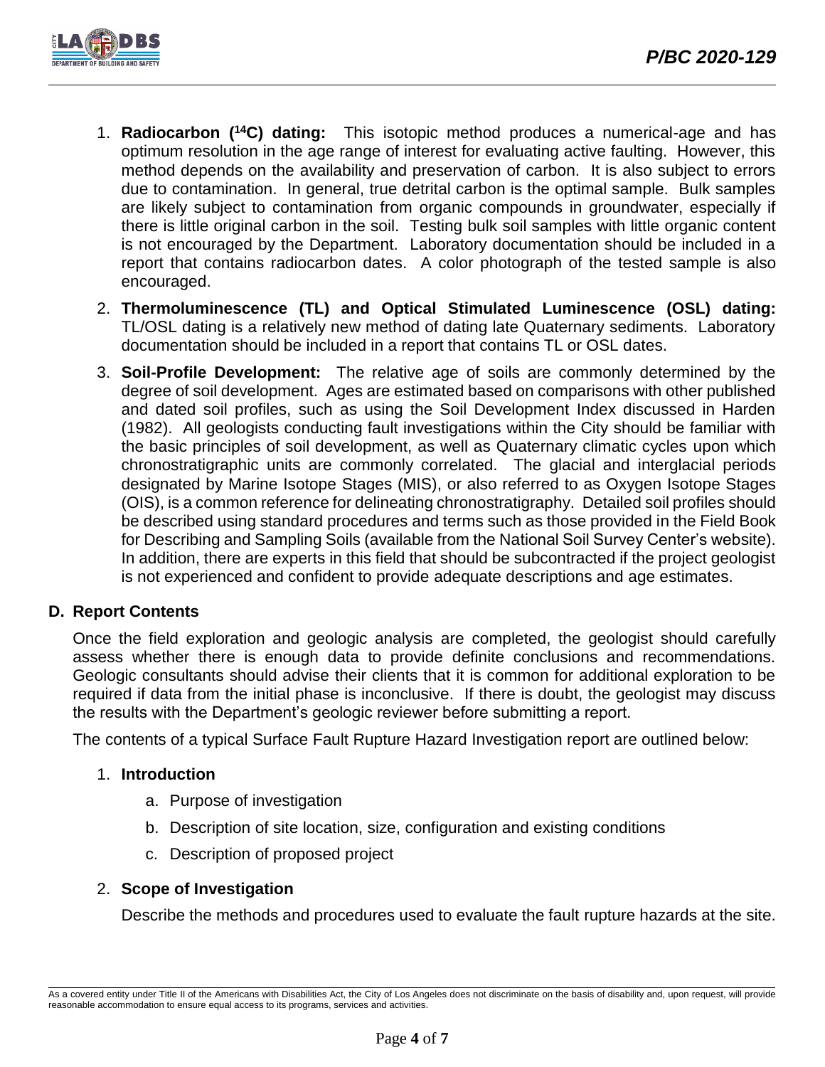1. **Radiocarbon ($^{14}C$) dating:** This isotopic method produces a numerical-age and has optimum resolution in the age range of interest for evaluating active faulting. However, this method depends on the availability and preservation of carbon. It is also subject to errors due to contamination. In general, true detrital carbon is the optimal sample. Bulk samples are likely subject to contamination from organic compounds in groundwater, especially if there is little original carbon in the soil. Testing bulk soil samples with little organic content is not encouraged by the Department. Laboratory documentation should be included in a report that contains radiocarbon dates. A color photograph of the tested sample is also encouraged.

2. **Thermoluminescence (TL) and Optical Stimulated Luminescence (OSL) dating:** TL/OSL dating is a relatively new method of dating late Quaternary sediments. Laboratory documentation should be included in a report that contains TL or OSL dates.

3. **Soil-Profile Development:** The relative age of soils are commonly determined by the degree of soil development. Ages are estimated based on comparisons with other published and dated soil profiles, such as using the Soil Development Index discussed in Harden (1982). All geologists conducting fault investigations within the City should be familiar with the basic principles of soil development, as well as Quaternary climatic cycles upon which chronostratigraphic units are commonly correlated. The glacial and interglacial periods designated by Marine Isotope Stages (MIS), or also referred to as Oxygen Isotope Stages (OIS), is a common reference for delineating chronostratigraphy. Detailed soil profiles should be described using standard procedures and terms such as those provided in the Field Book for Describing and Sampling Soils (available from the National Soil Survey Center's website). In addition, there are experts in this field that should be subcontracted if the project geologist is not experienced and confident to provide adequate descriptions and age estimates.

## D. Report Contents

Once the field exploration and geologic analysis are completed, the geologist should carefully assess whether there is enough data to provide definite conclusions and recommendations. Geologic consultants should advise their clients that it is common for additional exploration to be required if data from the initial phase is inconclusive. If there is doubt, the geologist may discuss the results with the Department's geologic reviewer before submitting a report.

The contents of a typical Surface Fault Rupture Hazard Investigation report are outlined below:

1. **Introduction**
   a. Purpose of investigation
   b. Description of site location, size, configuration and existing conditions
   c. Description of proposed project

2. **Scope of Investigation**

   Describe the methods and procedures used to evaluate the fault rupture hazards at the site.

As a covered entity under Title II of the Americans with Disabilities Act, the City of Los Angeles does not discriminate on the basis of disability and, upon request, will provide reasonable accommodation to ensure equal access to its programs, services and activities.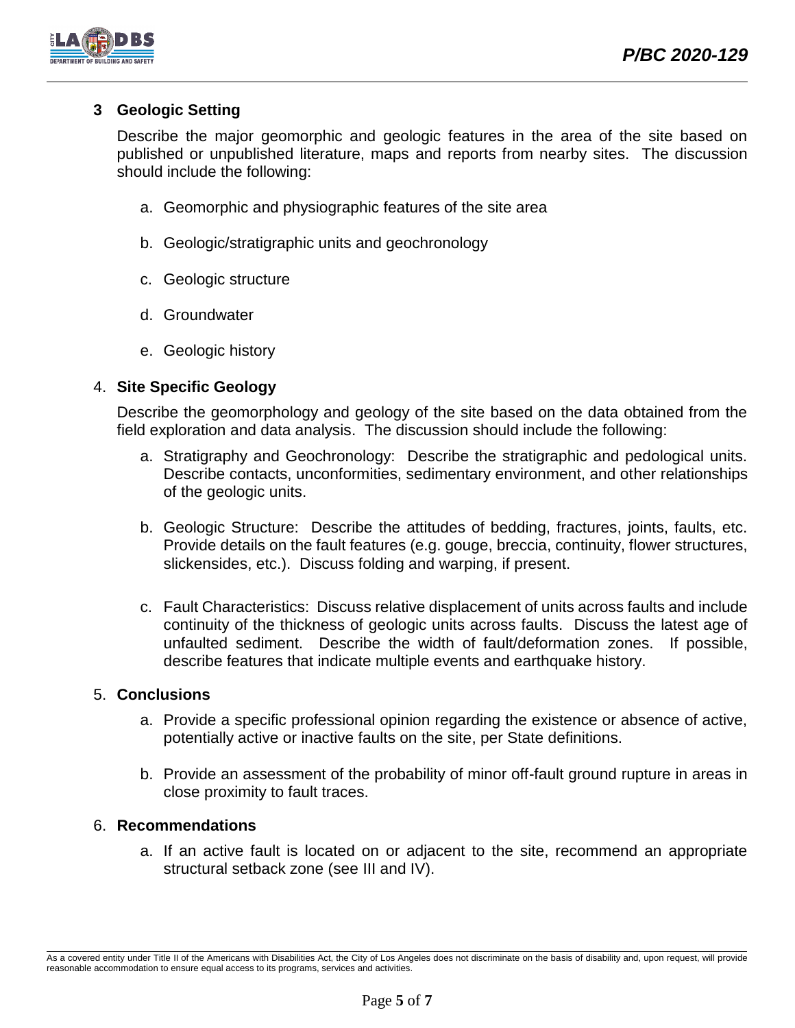## 3 Geologic Setting

Describe the major geomorphic and geologic features in the area of the site based on published or unpublished literature, maps and reports from nearby sites. The discussion should include the following:

a. Geomorphic and physiographic features of the site area

b. Geologic/stratigraphic units and geochronology

c. Geologic structure

d. Groundwater

e. Geologic history

## 4. Site Specific Geology

Describe the geomorphology and geology of the site based on the data obtained from the field exploration and data analysis. The discussion should include the following:

a. Stratigraphy and Geochronology: Describe the stratigraphic and pedological units. Describe contacts, unconformities, sedimentary environment, and other relationships of the geologic units.

b. Geologic Structure: Describe the attitudes of bedding, fractures, joints, faults, etc. Provide details on the fault features (e.g. gouge, breccia, continuity, flower structures, slickensides, etc.). Discuss folding and warping, if present.

c. Fault Characteristics: Discuss relative displacement of units across faults and include continuity of the thickness of geologic units across faults. Discuss the latest age of unfaulted sediment. Describe the width of fault/deformation zones. If possible, describe features that indicate multiple events and earthquake history.

## 5. Conclusions

a. Provide a specific professional opinion regarding the existence or absence of active, potentially active or inactive faults on the site, per State definitions.

b. Provide an assessment of the probability of minor off-fault ground rupture in areas in close proximity to fault traces.

## 6. Recommendations

a. If an active fault is located on or adjacent to the site, recommend an appropriate structural setback zone (see III and IV).

As a covered entity under Title II of the Americans with Disabilities Act, the City of Los Angeles does not discriminate on the basis of disability and, upon request, will provide reasonable accommodation to ensure equal access to its programs, services and activities.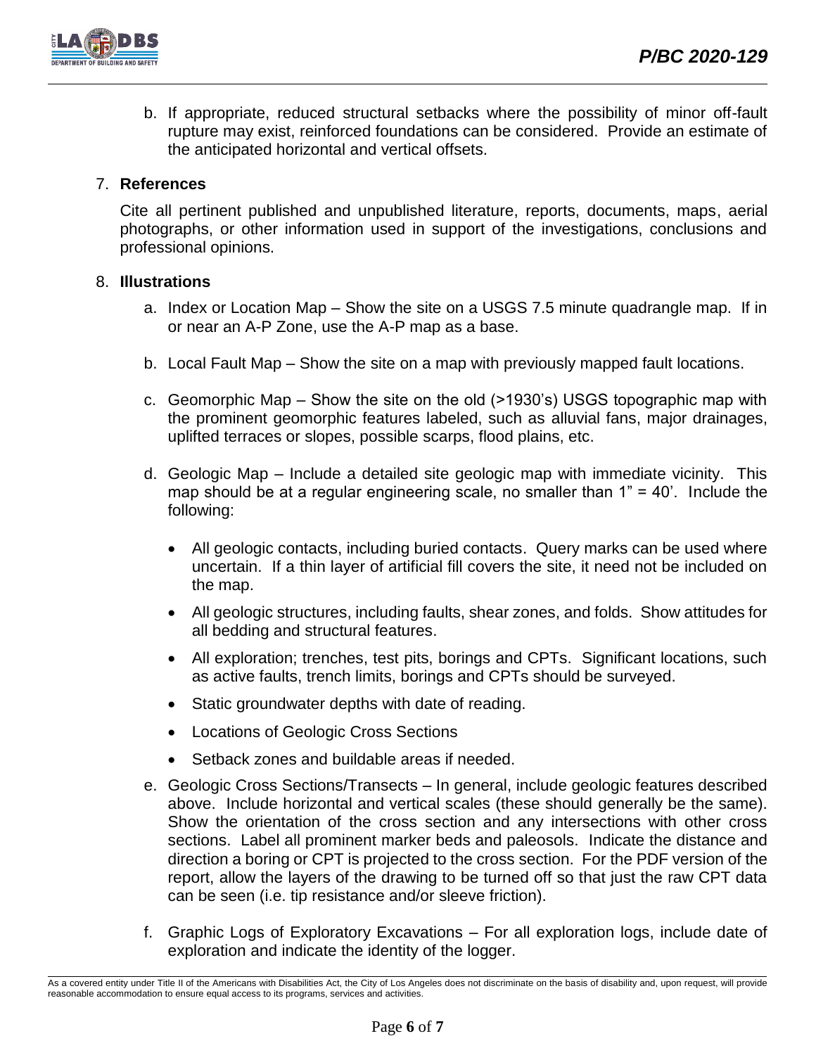b. If appropriate, reduced structural setbacks where the possibility of minor off-fault rupture may exist, reinforced foundations can be considered. Provide an estimate of the anticipated horizontal and vertical offsets.

7. **References**

   Cite all pertinent published and unpublished literature, reports, documents, maps, aerial photographs, or other information used in support of the investigations, conclusions and professional opinions.

8. **Illustrations**

   a. Index or Location Map – Show the site on a USGS 7.5 minute quadrangle map. If in or near an A-P Zone, use the A-P map as a base.

   b. Local Fault Map – Show the site on a map with previously mapped fault locations.

   c. Geomorphic Map – Show the site on the old (>1930's) USGS topographic map with the prominent geomorphic features labeled, such as alluvial fans, major drainages, uplifted terraces or slopes, possible scarps, flood plains, etc.

   d. Geologic Map – Include a detailed site geologic map with immediate vicinity. This map should be at a regular engineering scale, no smaller than 1" = 40'. Include the following:

      - All geologic contacts, including buried contacts. Query marks can be used where uncertain. If a thin layer of artificial fill covers the site, it need not be included on the map.
      - All geologic structures, including faults, shear zones, and folds. Show attitudes for all bedding and structural features.
      - All exploration; trenches, test pits, borings and CPTs. Significant locations, such as active faults, trench limits, borings and CPTs should be surveyed.
      - Static groundwater depths with date of reading.
      - Locations of Geologic Cross Sections
      - Setback zones and buildable areas if needed.

   e. Geologic Cross Sections/Transects – In general, include geologic features described above. Include horizontal and vertical scales (these should generally be the same). Show the orientation of the cross section and any intersections with other cross sections. Label all prominent marker beds and paleosols. Indicate the distance and direction a boring or CPT is projected to the cross section. For the PDF version of the report, allow the layers of the drawing to be turned off so that just the raw CPT data can be seen (i.e. tip resistance and/or sleeve friction).

   f. Graphic Logs of Exploratory Excavations – For all exploration logs, include date of exploration and indicate the identity of the logger.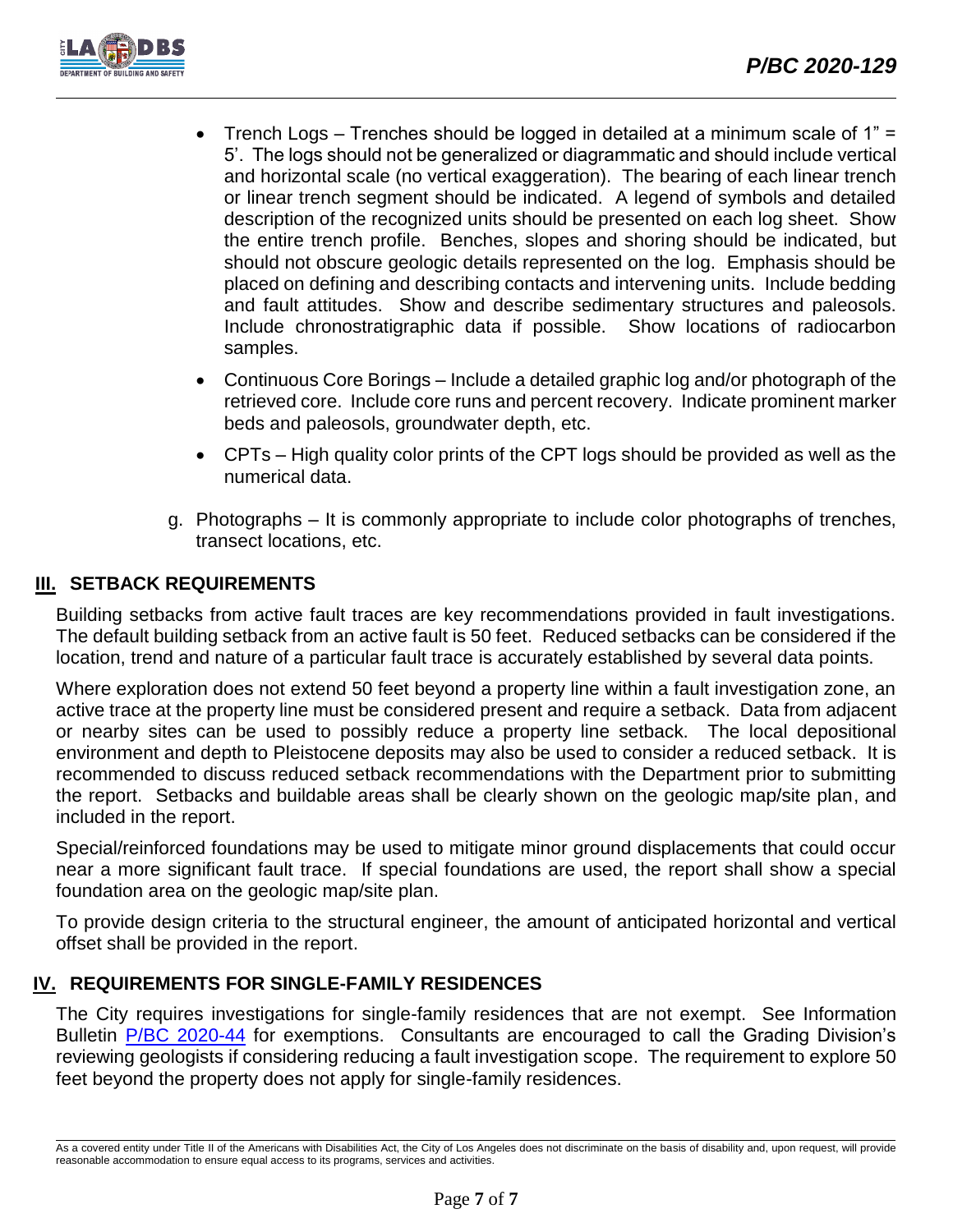- Trench Logs – Trenches should be logged in detailed at a minimum scale of 1" = 5'. The logs should not be generalized or diagrammatic and should include vertical and horizontal scale (no vertical exaggeration). The bearing of each linear trench or linear trench segment should be indicated. A legend of symbols and detailed description of the recognized units should be presented on each log sheet. Show the entire trench profile. Benches, slopes and shoring should be indicated, but should not obscure geologic details represented on the log. Emphasis should be placed on defining and describing contacts and intervening units. Include bedding and fault attitudes. Show and describe sedimentary structures and paleosols. Include chronostratigraphic data if possible. Show locations of radiocarbon samples.
- Continuous Core Borings – Include a detailed graphic log and/or photograph of the retrieved core. Include core runs and percent recovery. Indicate prominent marker beds and paleosols, groundwater depth, etc.
- CPTs – High quality color prints of the CPT logs should be provided as well as the numerical data.

g. Photographs – It is commonly appropriate to include color photographs of trenches, transect locations, etc.

## III. SETBACK REQUIREMENTS

Building setbacks from active fault traces are key recommendations provided in fault investigations. The default building setback from an active fault is 50 feet. Reduced setbacks can be considered if the location, trend and nature of a particular fault trace is accurately established by several data points.

Where exploration does not extend 50 feet beyond a property line within a fault investigation zone, an active trace at the property line must be considered present and require a setback. Data from adjacent or nearby sites can be used to possibly reduce a property line setback. The local depositional environment and depth to Pleistocene deposits may also be used to consider a reduced setback. It is recommended to discuss reduced setback recommendations with the Department prior to submitting the report. Setbacks and buildable areas shall be clearly shown on the geologic map/site plan, and included in the report.

Special/reinforced foundations may be used to mitigate minor ground displacements that could occur near a more significant fault trace. If special foundations are used, the report shall show a special foundation area on the geologic map/site plan.

To provide design criteria to the structural engineer, the amount of anticipated horizontal and vertical offset shall be provided in the report.

## IV. REQUIREMENTS FOR SINGLE-FAMILY RESIDENCES

The City requires investigations for single-family residences that are not exempt. See Information Bulletin P/BC 2020-44 for exemptions. Consultants are encouraged to call the Grading Division's reviewing geologists if considering reducing a fault investigation scope. The requirement to explore 50 feet beyond the property does not apply for single-family residences.

As a covered entity under Title II of the Americans with Disabilities Act, the City of Los Angeles does not discriminate on the basis of disability and, upon request, will provide reasonable accommodation to ensure equal access to its programs, services and activities.